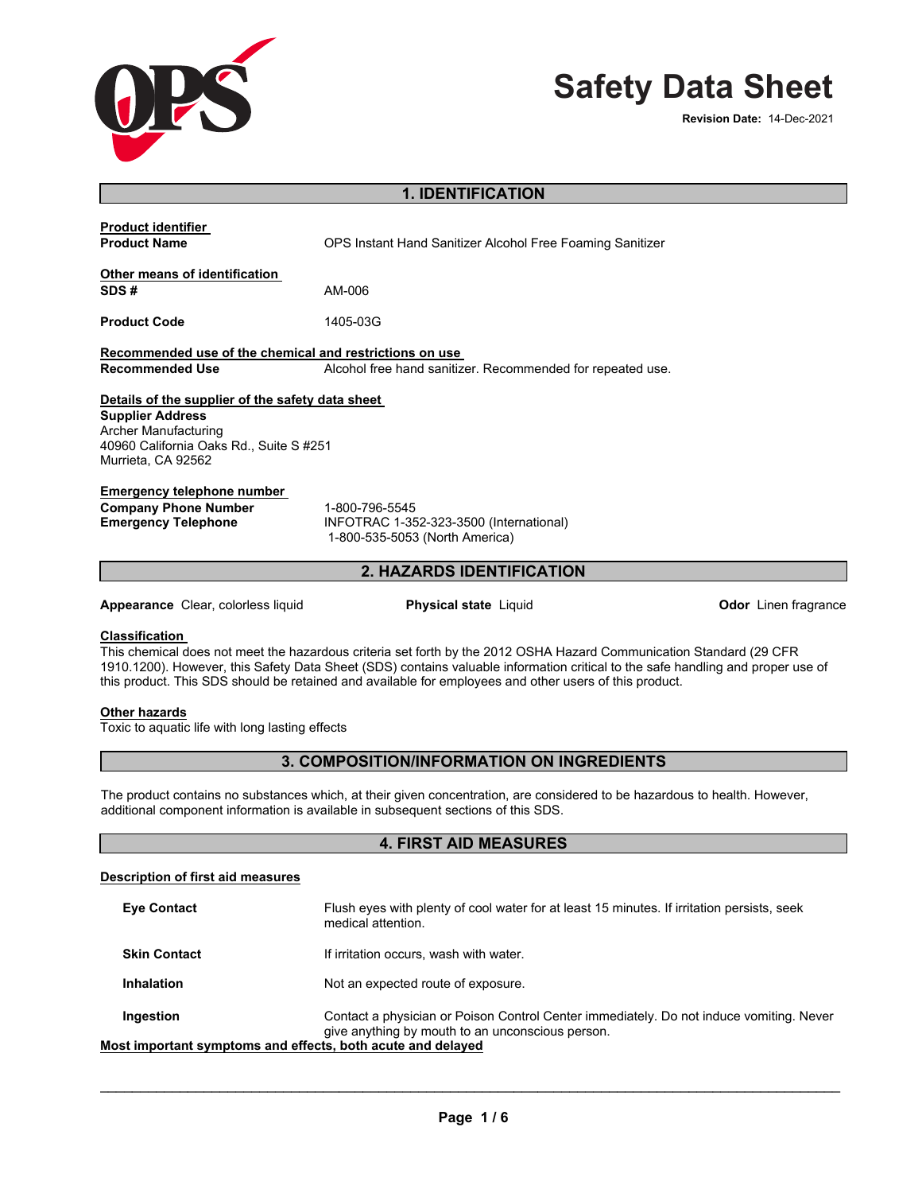# Safety Data Sheet

**Revision Date:** 14-Dec-2021

## 1. IDENTIFICATION

**Product identifier**

**Product Name** OPS Instant Hand Sanitizer Alcohol Free Foaming Sanitizer

**Other means of identification**

**SDS #** AM-006

**Product Code** 1405-03G

**Recommended use of the chemical and restrictions on use**

**Recommended Use** Alcohol free hand sanitizer. Recommended for repeated use.

**Details of the supplier of the safety data sheet**

**Supplier Address**
Archer Manufacturing
40960 California Oaks Rd., Suite S #251
Murrieta, CA 92562

**Emergency telephone number**

**Company Phone Number** 1-800-796-5545

**Emergency Telephone** INFOTRAC 1-352-323-3500 (International)
1-800-535-5053 (North America)

## 2. HAZARDS IDENTIFICATION

**Appearance** Clear, colorless liquid **Physical state** Liquid **Odor** Linen fragrance

**Classification**

This chemical does not meet the hazardous criteria set forth by the 2012 OSHA Hazard Communication Standard (29 CFR 1910.1200). However, this Safety Data Sheet (SDS) contains valuable information critical to the safe handling and proper use of this product. This SDS should be retained and available for employees and other users of this product.

**Other hazards**

Toxic to aquatic life with long lasting effects

## 3. COMPOSITION/INFORMATION ON INGREDIENTS

The product contains no substances which, at their given concentration, are considered to be hazardous to health. However, additional component information is available in subsequent sections of this SDS.

## 4. FIRST AID MEASURES

**Description of first aid measures**

**Eye Contact** Flush eyes with plenty of cool water for at least 15 minutes. If irritation persists, seek medical attention.

**Skin Contact** If irritation occurs, wash with water.

**Inhalation** Not an expected route of exposure.

**Ingestion** Contact a physician or Poison Control Center immediately. Do not induce vomiting. Never give anything by mouth to an unconscious person.

**Most important symptoms and effects, both acute and delayed**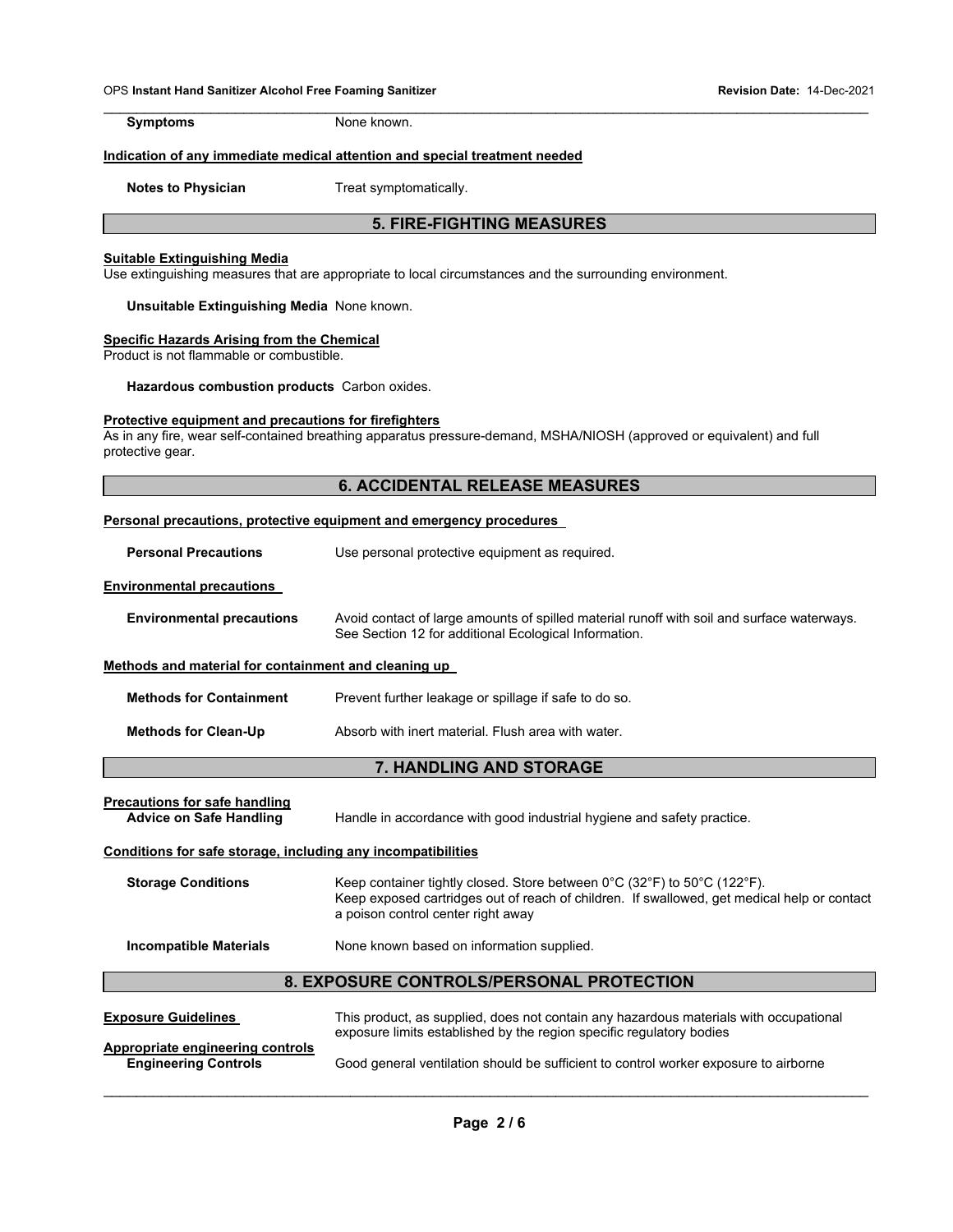**Symptoms** None known.

**Indication of any immediate medical attention and special treatment needed**

**Notes to Physician** Treat symptomatically.

## 5. FIRE-FIGHTING MEASURES

**Suitable Extinguishing Media**

Use extinguishing measures that are appropriate to local circumstances and the surrounding environment.

**Unsuitable Extinguishing Media** None known.

**Specific Hazards Arising from the Chemical**

Product is not flammable or combustible.

**Hazardous combustion products** Carbon oxides.

**Protective equipment and precautions for firefighters**

As in any fire, wear self-contained breathing apparatus pressure-demand, MSHA/NIOSH (approved or equivalent) and full protective gear.

## 6. ACCIDENTAL RELEASE MEASURES

**Personal precautions, protective equipment and emergency procedures**

**Personal Precautions** Use personal protective equipment as required.

**Environmental precautions**

**Environmental precautions** Avoid contact of large amounts of spilled material runoff with soil and surface waterways. See Section 12 for additional Ecological Information.

**Methods and material for containment and cleaning up**

**Methods for Containment** Prevent further leakage or spillage if safe to do so.

**Methods for Clean-Up** Absorb with inert material. Flush area with water.

## 7. HANDLING AND STORAGE

**Precautions for safe handling**

**Advice on Safe Handling** Handle in accordance with good industrial hygiene and safety practice.

**Conditions for safe storage, including any incompatibilities**

**Storage Conditions** Keep container tightly closed. Store between 0°C (32°F) to 50°C (122°F). Keep exposed cartridges out of reach of children. If swallowed, get medical help or contact a poison control center right away

**Incompatible Materials** None known based on information supplied.

## 8. EXPOSURE CONTROLS/PERSONAL PROTECTION

**Exposure Guidelines** This product, as supplied, does not contain any hazardous materials with occupational exposure limits established by the region specific regulatory bodies

**Appropriate engineering controls**

**Engineering Controls** Good general ventilation should be sufficient to control worker exposure to airborne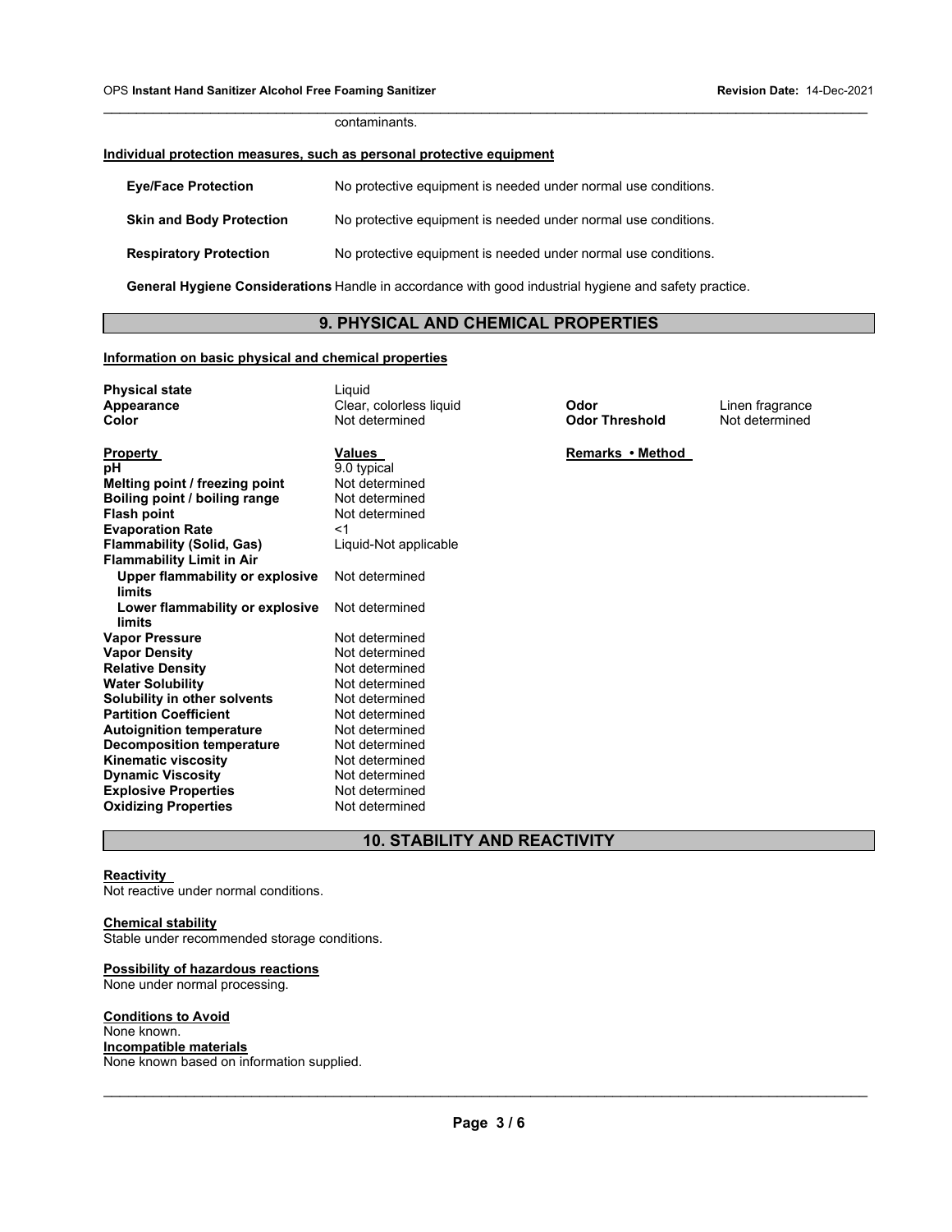contaminants.

**Individual protection measures, such as personal protective equipment**

**Eye/Face Protection** No protective equipment is needed under normal use conditions.

**Skin and Body Protection** No protective equipment is needed under normal use conditions.

**Respiratory Protection** No protective equipment is needed under normal use conditions.

**General Hygiene Considerations** Handle in accordance with good industrial hygiene and safety practice.

## 9. PHYSICAL AND CHEMICAL PROPERTIES

**Information on basic physical and chemical properties**

| | | | |
|---|---|---|---|
| **Physical state** | Liquid | | |
| **Appearance** | Clear, colorless liquid | **Odor** | Linen fragrance |
| **Color** | Not determined | **Odor Threshold** | Not determined |

| **Property** | **Values** | **Remarks • Method** |
|---|---|---|
| **pH** | 9.0 typical | |
| **Melting point / freezing point** | Not determined | |
| **Boiling point / boiling range** | Not determined | |
| **Flash point** | Not determined | |
| **Evaporation Rate** | <1 | |
| **Flammability (Solid, Gas)** | Liquid-Not applicable | |
| **Flammability Limit in Air** | | |
| **Upper flammability or explosive limits** | Not determined | |
| **Lower flammability or explosive limits** | Not determined | |
| **Vapor Pressure** | Not determined | |
| **Vapor Density** | Not determined | |
| **Relative Density** | Not determined | |
| **Water Solubility** | Not determined | |
| **Solubility in other solvents** | Not determined | |
| **Partition Coefficient** | Not determined | |
| **Autoignition temperature** | Not determined | |
| **Decomposition temperature** | Not determined | |
| **Kinematic viscosity** | Not determined | |
| **Dynamic Viscosity** | Not determined | |
| **Explosive Properties** | Not determined | |
| **Oxidizing Properties** | Not determined | |

## 10. STABILITY AND REACTIVITY

**Reactivity**
Not reactive under normal conditions.

**Chemical stability**
Stable under recommended storage conditions.

**Possibility of hazardous reactions**
None under normal processing.

**Conditions to Avoid**
None known.

**Incompatible materials**
None known based on information supplied.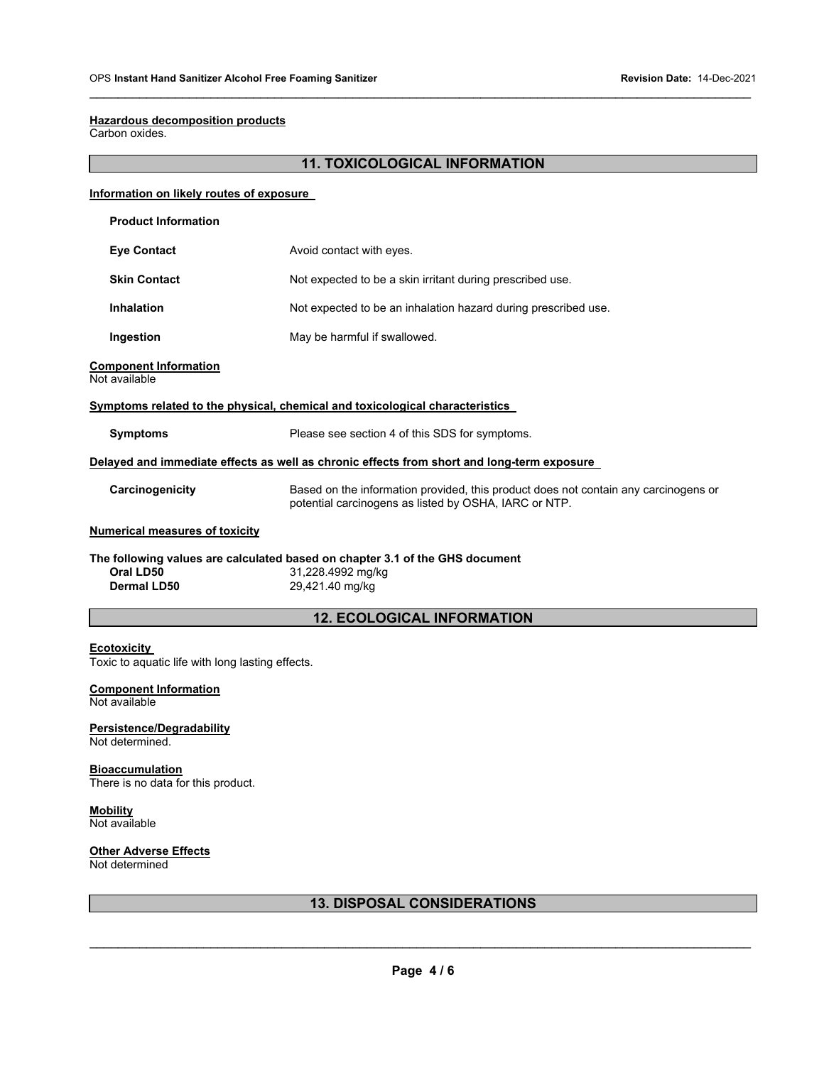**Hazardous decomposition products**
Carbon oxides.

## 11. TOXICOLOGICAL INFORMATION

**Information on likely routes of exposure**

**Product Information**

| | |
|---|---|
| **Eye Contact** | Avoid contact with eyes. |
| **Skin Contact** | Not expected to be a skin irritant during prescribed use. |
| **Inhalation** | Not expected to be an inhalation hazard during prescribed use. |
| **Ingestion** | May be harmful if swallowed. |

**Component Information**
Not available

**Symptoms related to the physical, chemical and toxicological characteristics**

| | |
|---|---|
| **Symptoms** | Please see section 4 of this SDS for symptoms. |

**Delayed and immediate effects as well as chronic effects from short and long-term exposure**

| | |
|---|---|
| **Carcinogenicity** | Based on the information provided, this product does not contain any carcinogens or potential carcinogens as listed by OSHA, IARC or NTP. |

**Numerical measures of toxicity**

**The following values are calculated based on chapter 3.1 of the GHS document**

| | |
|---|---|
| **Oral LD50** | 31,228.4992 mg/kg |
| **Dermal LD50** | 29,421.40 mg/kg |

## 12. ECOLOGICAL INFORMATION

**Ecotoxicity**
Toxic to aquatic life with long lasting effects.

**Component Information**
Not available

**Persistence/Degradability**
Not determined.

**Bioaccumulation**
There is no data for this product.

**Mobility**
Not available

**Other Adverse Effects**
Not determined

## 13. DISPOSAL CONSIDERATIONS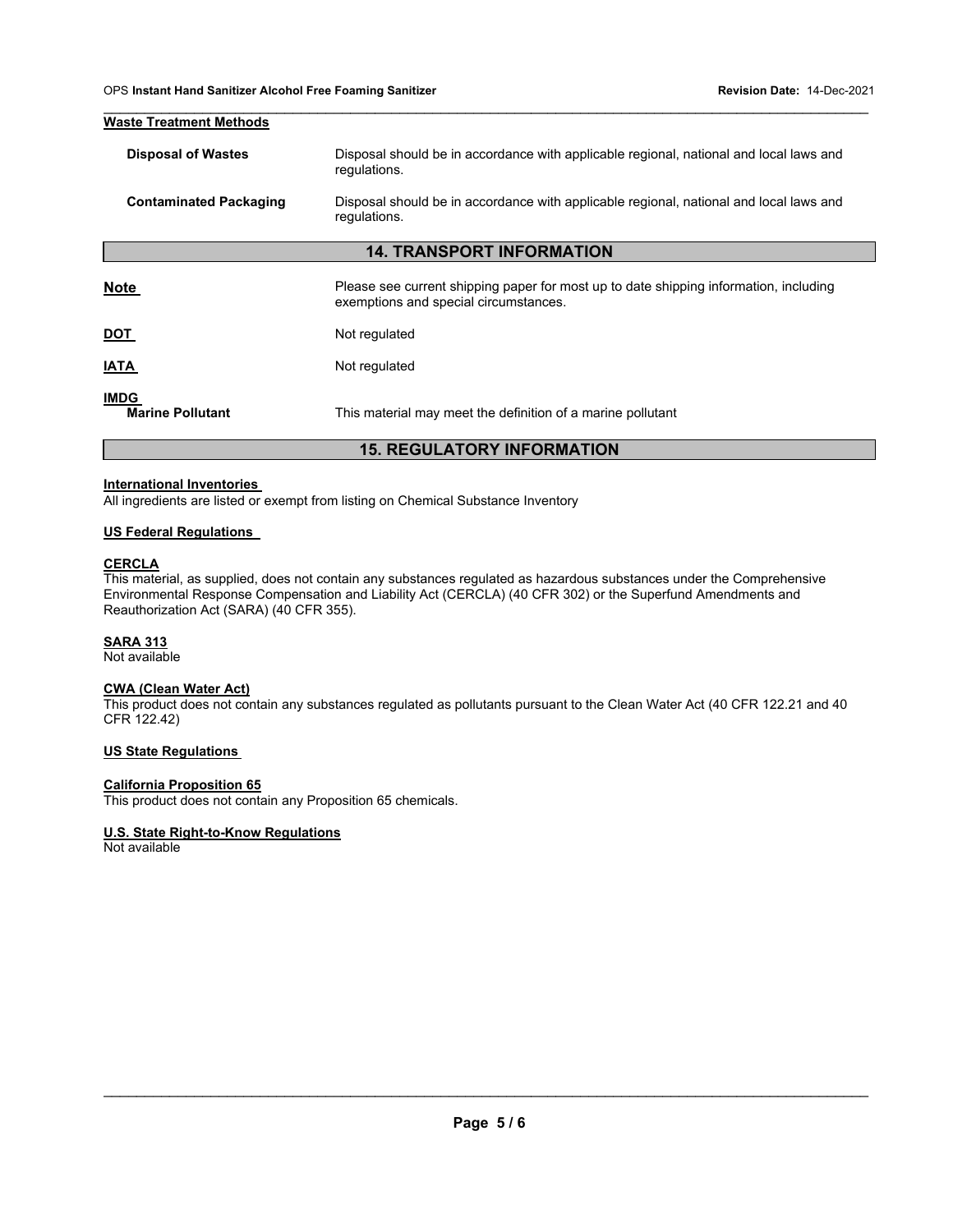**Waste Treatment Methods**

| | |
|---|---|
| **Disposal of Wastes** | Disposal should be in accordance with applicable regional, national and local laws and regulations. |
| **Contaminated Packaging** | Disposal should be in accordance with applicable regional, national and local laws and regulations. |

## 14. TRANSPORT INFORMATION

| | |
|---|---|
| **Note** | Please see current shipping paper for most up to date shipping information, including exemptions and special circumstances. |
| **DOT** | Not regulated |
| **IATA** | Not regulated |
| **IMDG** | |
| **Marine Pollutant** | This material may meet the definition of a marine pollutant |

## 15. REGULATORY INFORMATION

**International Inventories**

All ingredients are listed or exempt from listing on Chemical Substance Inventory

**US Federal Regulations**

**CERCLA**

This material, as supplied, does not contain any substances regulated as hazardous substances under the Comprehensive Environmental Response Compensation and Liability Act (CERCLA) (40 CFR 302) or the Superfund Amendments and Reauthorization Act (SARA) (40 CFR 355).

**SARA 313**

Not available

**CWA (Clean Water Act)**

This product does not contain any substances regulated as pollutants pursuant to the Clean Water Act (40 CFR 122.21 and 40 CFR 122.42)

**US State Regulations**

**California Proposition 65**

This product does not contain any Proposition 65 chemicals.

**U.S. State Right-to-Know Regulations**

Not available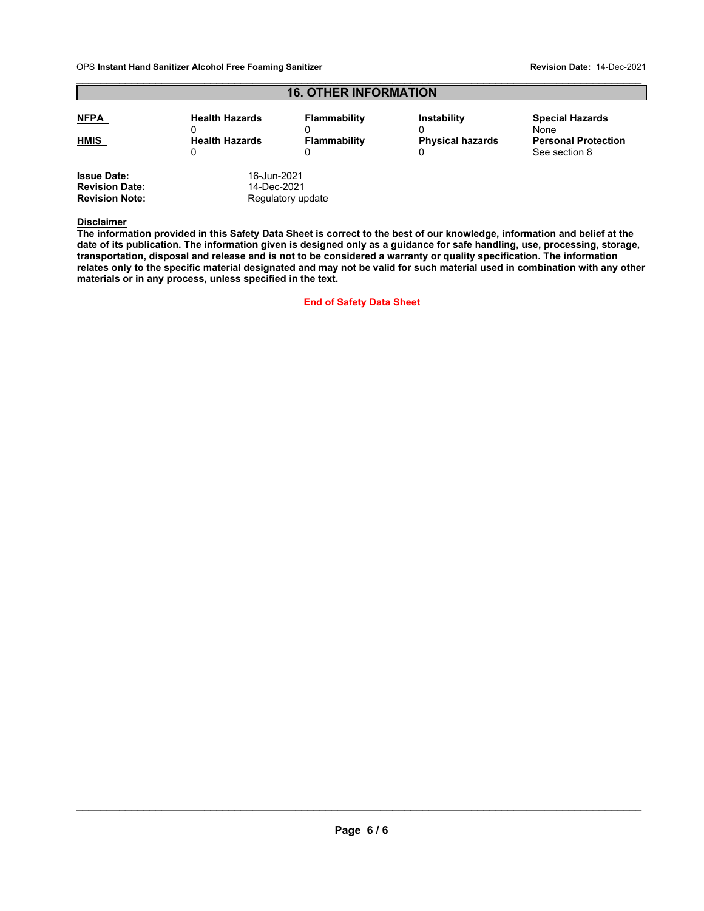## 16. OTHER INFORMATION

| | | | | |
|---|---|---|---|---|
| **NFPA** | **Health Hazards** 0 | **Flammability** 0 | **Instability** 0 | **Special Hazards** None |
| **HMIS** | **Health Hazards** 0 | **Flammability** 0 | **Physical hazards** 0 | **Personal Protection** See section 8 |

**Issue Date:** 16-Jun-2021
**Revision Date:** 14-Dec-2021
**Revision Note:** Regulatory update

**Disclaimer**

**The information provided in this Safety Data Sheet is correct to the best of our knowledge, information and belief at the date of its publication. The information given is designed only as a guidance for safe handling, use, processing, storage, transportation, disposal and release and is not to be considered a warranty or quality specification. The information relates only to the specific material designated and may not be valid for such material used in combination with any other materials or in any process, unless specified in the text.**

**End of Safety Data Sheet**